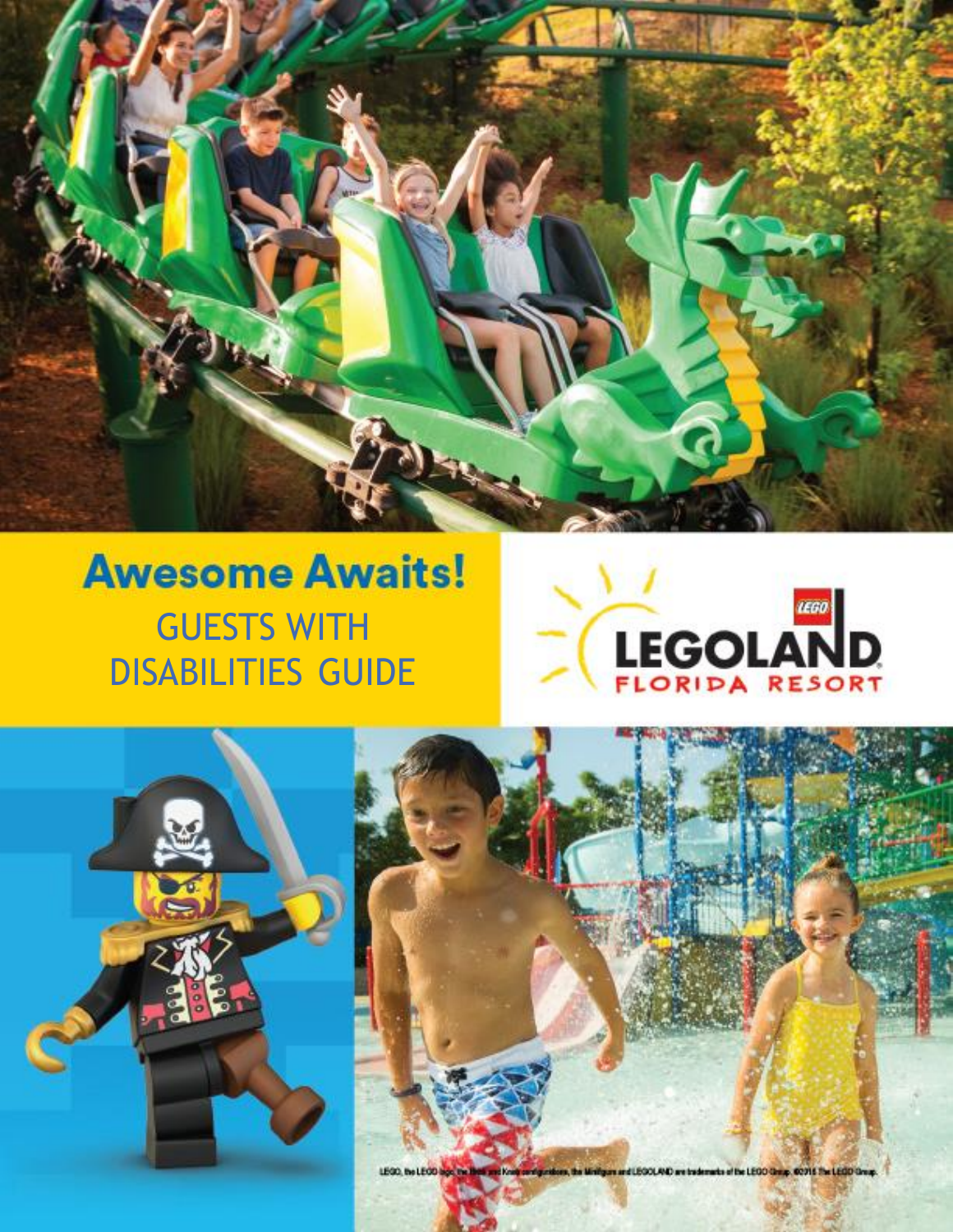**Awesome Awaits!**

# GUESTS WITH DISABILITIES GUIDE

LEGOLAND FLORIDA RESORT

LEGO, the LEGO logo, the Brick and Knob configurations, the Minifigure and LEGOLAND are trademarks of the LEGO Group. ©2016 The LEGO Group.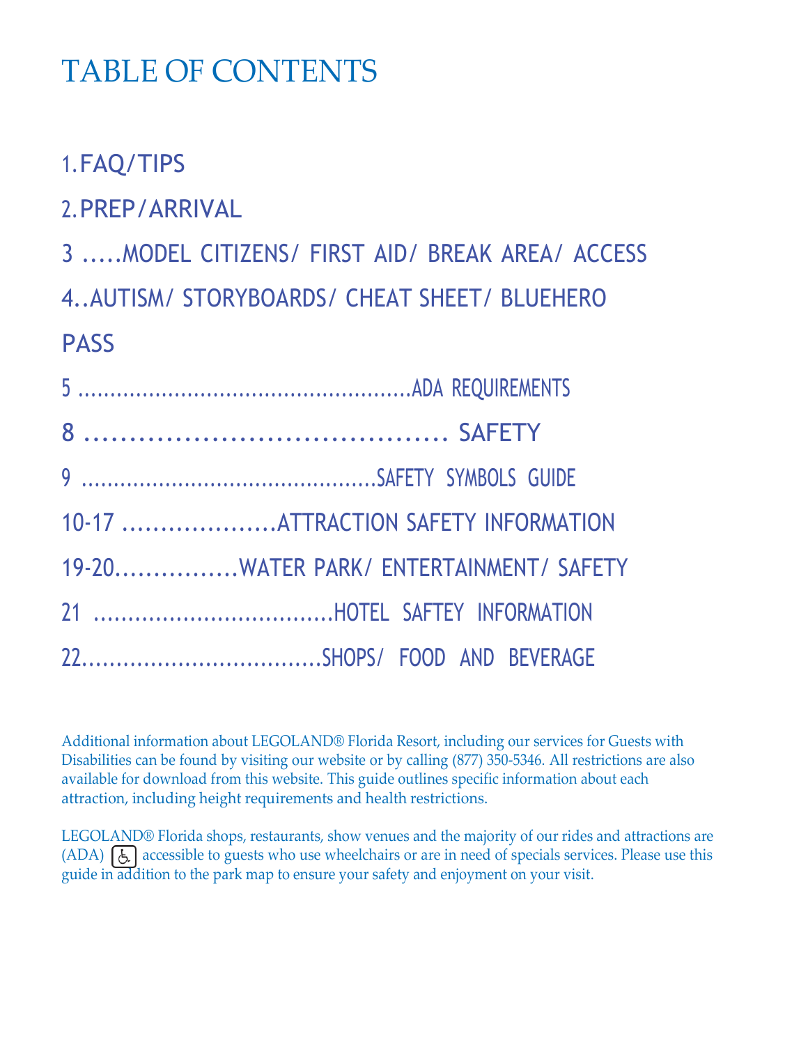# TABLE OF CONTENTS

1.FAQ/TIPS

2.PREP/ARRIVAL

3 .....MODEL CITIZENS/ FIRST AID/ BREAK AREA/ ACCESS

4..AUTISM/ STORYBOARDS/ CHEAT SHEET/ BLUEHERO PASS

5 ..................................................ADA REQUIREMENTS

8 ........................................ SAFETY

9 ............................................SAFETY SYMBOLS GUIDE

10-17 ....................ATTRACTION SAFETY INFORMATION

19-20................WATER PARK/ ENTERTAINMENT/ SAFETY

21 ...................................HOTEL SAFTEY INFORMATION

22..................................SHOPS/ FOOD AND BEVERAGE

Additional information about LEGOLAND® Florida Resort, including our services for Guests with Disabilities can be found by visiting our website or by calling (877) 350-5346. All restrictions are also available for download from this website. This guide outlines specific information about each attraction, including height requirements and health restrictions.

LEGOLAND® Florida shops, restaurants, show venues and the majority of our rides and attractions are (ADA) ♿ accessible to guests who use wheelchairs or are in need of specials services. Please use this guide in addition to the park map to ensure your safety and enjoyment on your visit.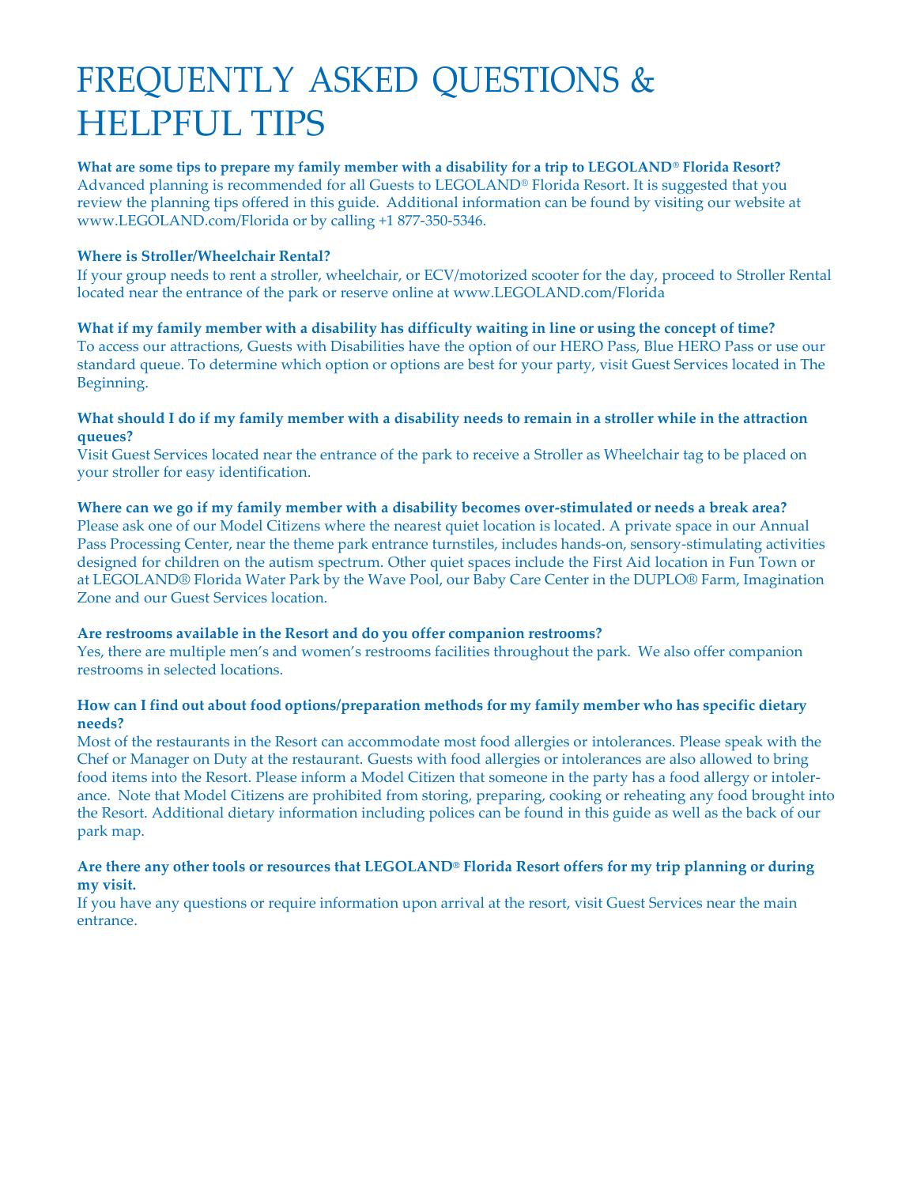# FREQUENTLY ASKED QUESTIONS & HELPFUL TIPS

**What are some tips to prepare my family member with a disability for a trip to LEGOLAND® Florida Resort?**
Advanced planning is recommended for all Guests to LEGOLAND® Florida Resort. It is suggested that you review the planning tips offered in this guide. Additional information can be found by visiting our website at www.LEGOLAND.com/Florida or by calling +1 877-350-5346.

**Where is Stroller/Wheelchair Rental?**
If your group needs to rent a stroller, wheelchair, or ECV/motorized scooter for the day, proceed to Stroller Rental located near the entrance of the park or reserve online at www.LEGOLAND.com/Florida

**What if my family member with a disability has difficulty waiting in line or using the concept of time?**
To access our attractions, Guests with Disabilities have the option of our HERO Pass, Blue HERO Pass or use our standard queue. To determine which option or options are best for your party, visit Guest Services located in The Beginning.

**What should I do if my family member with a disability needs to remain in a stroller while in the attraction queues?**
Visit Guest Services located near the entrance of the park to receive a Stroller as Wheelchair tag to be placed on your stroller for easy identification.

**Where can we go if my family member with a disability becomes over-stimulated or needs a break area?**
Please ask one of our Model Citizens where the nearest quiet location is located. A private space in our Annual Pass Processing Center, near the theme park entrance turnstiles, includes hands-on, sensory-stimulating activities designed for children on the autism spectrum. Other quiet spaces include the First Aid location in Fun Town or at LEGOLAND® Florida Water Park by the Wave Pool, our Baby Care Center in the DUPLO® Farm, Imagination Zone and our Guest Services location.

**Are restrooms available in the Resort and do you offer companion restrooms?**
Yes, there are multiple men's and women's restrooms facilities throughout the park. We also offer companion restrooms in selected locations.

**How can I find out about food options/preparation methods for my family member who has specific dietary needs?**
Most of the restaurants in the Resort can accommodate most food allergies or intolerances. Please speak with the Chef or Manager on Duty at the restaurant. Guests with food allergies or intolerances are also allowed to bring food items into the Resort. Please inform a Model Citizen that someone in the party has a food allergy or intolerance. Note that Model Citizens are prohibited from storing, preparing, cooking or reheating any food brought into the Resort. Additional dietary information including polices can be found in this guide as well as the back of our park map.

**Are there any other tools or resources that LEGOLAND® Florida Resort offers for my trip planning or during my visit.**
If you have any questions or require information upon arrival at the resort, visit Guest Services near the main entrance.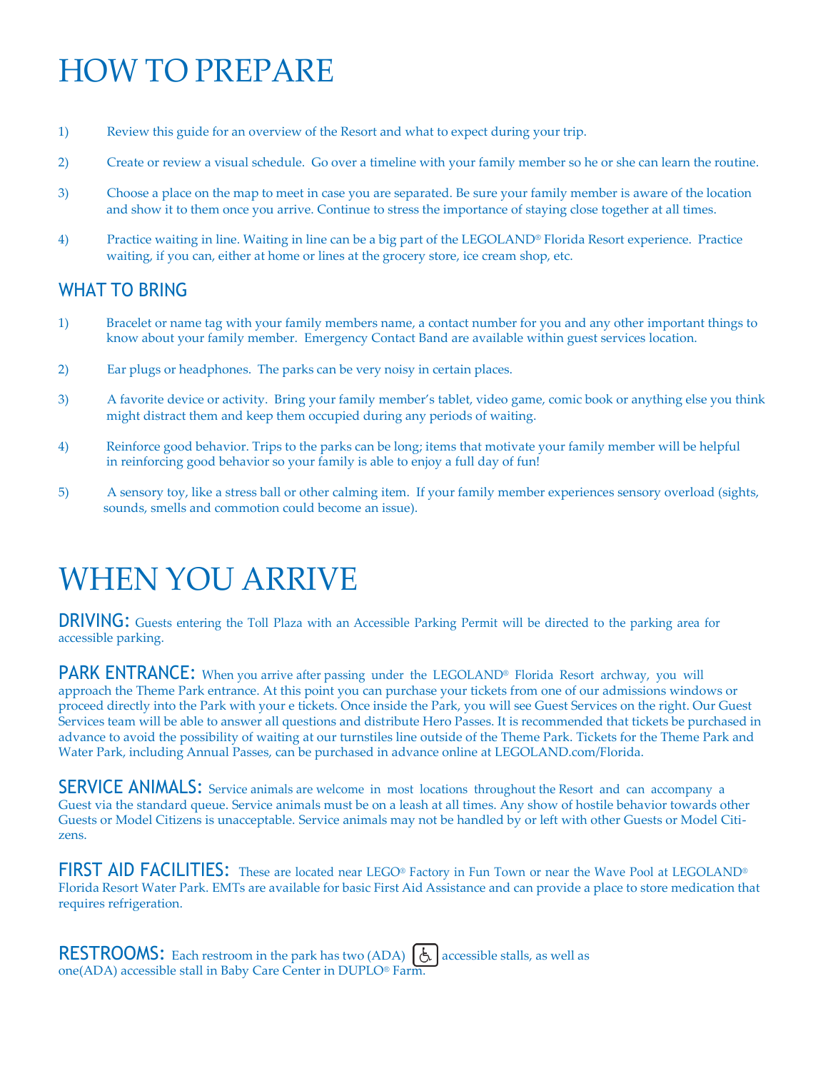# HOW TO PREPARE

1) Review this guide for an overview of the Resort and what to expect during your trip.

2) Create or review a visual schedule. Go over a timeline with your family member so he or she can learn the routine.

3) Choose a place on the map to meet in case you are separated. Be sure your family member is aware of the location and show it to them once you arrive. Continue to stress the importance of staying close together at all times.

4) Practice waiting in line. Waiting in line can be a big part of the LEGOLAND® Florida Resort experience. Practice waiting, if you can, either at home or lines at the grocery store, ice cream shop, etc.

## WHAT TO BRING

1) Bracelet or name tag with your family members name, a contact number for you and any other important things to know about your family member. Emergency Contact Band are available within guest services location.

2) Ear plugs or headphones. The parks can be very noisy in certain places.

3) A favorite device or activity. Bring your family member's tablet, video game, comic book or anything else you think might distract them and keep them occupied during any periods of waiting.

4) Reinforce good behavior. Trips to the parks can be long; items that motivate your family member will be helpful in reinforcing good behavior so your family is able to enjoy a full day of fun!

5) A sensory toy, like a stress ball or other calming item. If your family member experiences sensory overload (sights, sounds, smells and commotion could become an issue).

# WHEN YOU ARRIVE

**DRIVING:** Guests entering the Toll Plaza with an Accessible Parking Permit will be directed to the parking area for accessible parking.

**PARK ENTRANCE:** When you arrive after passing under the LEGOLAND® Florida Resort archway, you will approach the Theme Park entrance. At this point you can purchase your tickets from one of our admissions windows or proceed directly into the Park with your e tickets. Once inside the Park, you will see Guest Services on the right. Our Guest Services team will be able to answer all questions and distribute Hero Passes. It is recommended that tickets be purchased in advance to avoid the possibility of waiting at our turnstiles line outside of the Theme Park. Tickets for the Theme Park and Water Park, including Annual Passes, can be purchased in advance online at LEGOLAND.com/Florida.

**SERVICE ANIMALS:** Service animals are welcome in most locations throughout the Resort and can accompany a Guest via the standard queue. Service animals must be on a leash at all times. Any show of hostile behavior towards other Guests or Model Citizens is unacceptable. Service animals may not be handled by or left with other Guests or Model Citizens.

**FIRST AID FACILITIES:** These are located near LEGO® Factory in Fun Town or near the Wave Pool at LEGOLAND® Florida Resort Water Park. EMTs are available for basic First Aid Assistance and can provide a place to store medication that requires refrigeration.

**RESTROOMS:** Each restroom in the park has two (ADA) ♿ accessible stalls, as well as one(ADA) accessible stall in Baby Care Center in DUPLO® Farm.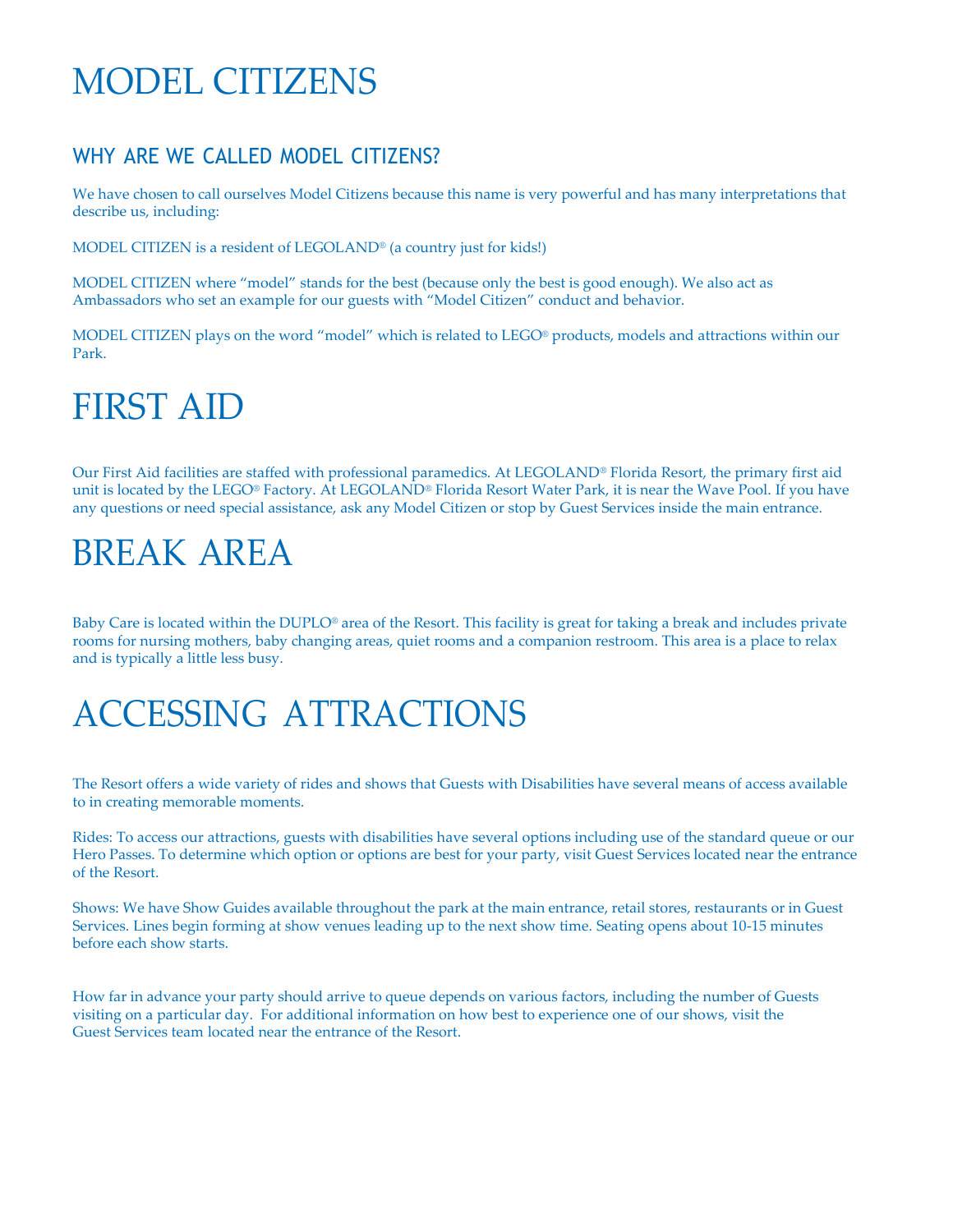# MODEL CITIZENS

## WHY ARE WE CALLED MODEL CITIZENS?

We have chosen to call ourselves Model Citizens because this name is very powerful and has many interpretations that describe us, including:

MODEL CITIZEN is a resident of LEGOLAND® (a country just for kids!)

MODEL CITIZEN where "model" stands for the best (because only the best is good enough). We also act as Ambassadors who set an example for our guests with "Model Citizen" conduct and behavior.

MODEL CITIZEN plays on the word "model" which is related to LEGO® products, models and attractions within our Park.

# FIRST AID

Our First Aid facilities are staffed with professional paramedics. At LEGOLAND® Florida Resort, the primary first aid unit is located by the LEGO® Factory. At LEGOLAND® Florida Resort Water Park, it is near the Wave Pool. If you have any questions or need special assistance, ask any Model Citizen or stop by Guest Services inside the main entrance.

# BREAK AREA

Baby Care is located within the DUPLO® area of the Resort. This facility is great for taking a break and includes private rooms for nursing mothers, baby changing areas, quiet rooms and a companion restroom. This area is a place to relax and is typically a little less busy.

# ACCESSING ATTRACTIONS

The Resort offers a wide variety of rides and shows that Guests with Disabilities have several means of access available to in creating memorable moments.

Rides: To access our attractions, guests with disabilities have several options including use of the standard queue or our Hero Passes. To determine which option or options are best for your party, visit Guest Services located near the entrance of the Resort.

Shows: We have Show Guides available throughout the park at the main entrance, retail stores, restaurants or in Guest Services. Lines begin forming at show venues leading up to the next show time. Seating opens about 10-15 minutes before each show starts.

How far in advance your party should arrive to queue depends on various factors, including the number of Guests visiting on a particular day. For additional information on how best to experience one of our shows, visit the Guest Services team located near the entrance of the Resort.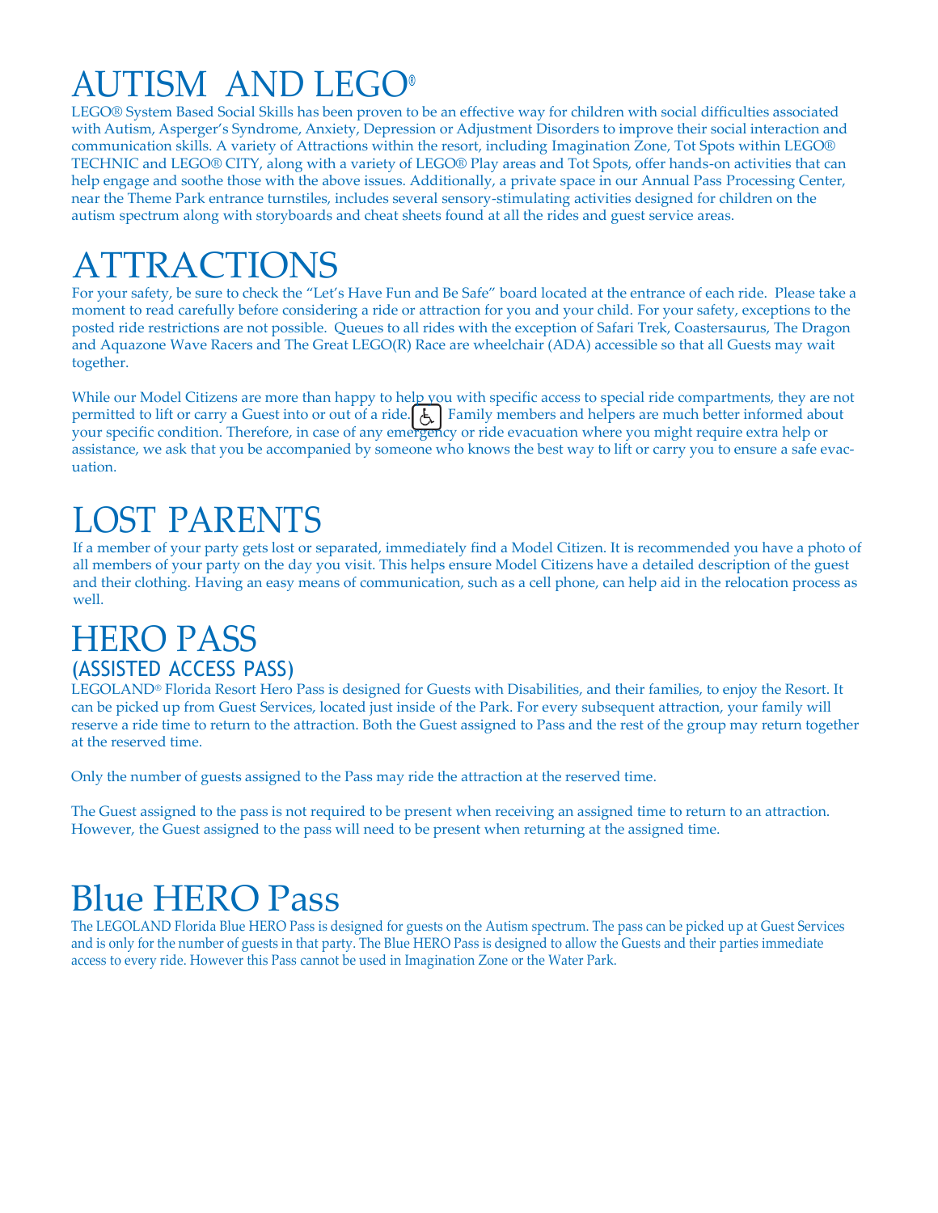# AUTISM AND LEGO®

LEGO® System Based Social Skills has been proven to be an effective way for children with social difficulties associated with Autism, Asperger's Syndrome, Anxiety, Depression or Adjustment Disorders to improve their social interaction and communication skills. A variety of Attractions within the resort, including Imagination Zone, Tot Spots within LEGO® TECHNIC and LEGO® CITY, along with a variety of LEGO® Play areas and Tot Spots, offer hands-on activities that can help engage and soothe those with the above issues. Additionally, a private space in our Annual Pass Processing Center, near the Theme Park entrance turnstiles, includes several sensory-stimulating activities designed for children on the autism spectrum along with storyboards and cheat sheets found at all the rides and guest service areas.

# ATTRACTIONS

For your safety, be sure to check the "Let's Have Fun and Be Safe" board located at the entrance of each ride. Please take a moment to read carefully before considering a ride or attraction for you and your child. For your safety, exceptions to the posted ride restrictions are not possible. Queues to all rides with the exception of Safari Trek, Coastersaurus, The Dragon and Aquazone Wave Racers and The Great LEGO(R) Race are wheelchair (ADA) accessible so that all Guests may wait together.

While our Model Citizens are more than happy to help you with specific access to special ride compartments, they are not permitted to lift or carry a Guest into or out of a ride. ♿ Family members and helpers are much better informed about your specific condition. Therefore, in case of any emergency or ride evacuation where you might require extra help or assistance, we ask that you be accompanied by someone who knows the best way to lift or carry you to ensure a safe evacuation.

# LOST PARENTS

If a member of your party gets lost or separated, immediately find a Model Citizen. It is recommended you have a photo of all members of your party on the day you visit. This helps ensure Model Citizens have a detailed description of the guest and their clothing. Having an easy means of communication, such as a cell phone, can help aid in the relocation process as well.

# HERO PASS

## (ASSISTED ACCESS PASS)

LEGOLAND® Florida Resort Hero Pass is designed for Guests with Disabilities, and their families, to enjoy the Resort. It can be picked up from Guest Services, located just inside of the Park. For every subsequent attraction, your family will reserve a ride time to return to the attraction. Both the Guest assigned to Pass and the rest of the group may return together at the reserved time.

Only the number of guests assigned to the Pass may ride the attraction at the reserved time.

The Guest assigned to the pass is not required to be present when receiving an assigned time to return to an attraction. However, the Guest assigned to the pass will need to be present when returning at the assigned time.

# Blue HERO Pass

The LEGOLAND Florida Blue HERO Pass is designed for guests on the Autism spectrum. The pass can be picked up at Guest Services and is only for the number of guests in that party. The Blue HERO Pass is designed to allow the Guests and their parties immediate access to every ride. However this Pass cannot be used in Imagination Zone or the Water Park.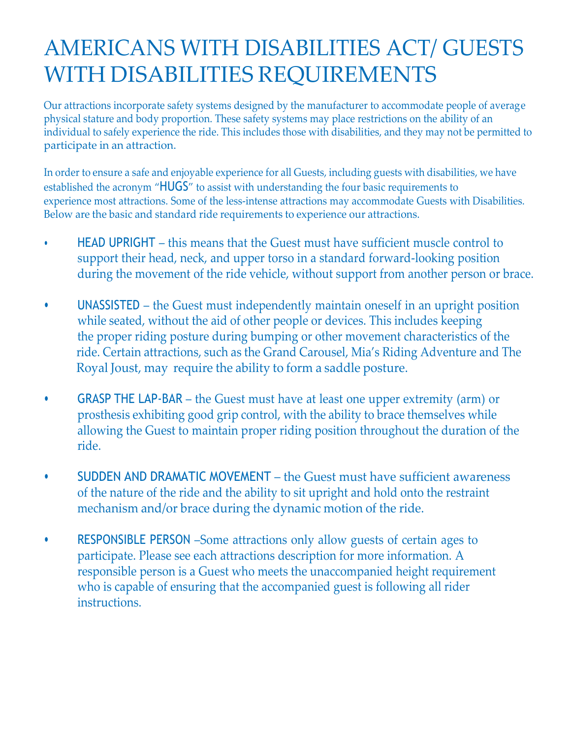# AMERICANS WITH DISABILITIES ACT/ GUESTS WITH DISABILITIES REQUIREMENTS

Our attractions incorporate safety systems designed by the manufacturer to accommodate people of average physical stature and body proportion. These safety systems may place restrictions on the ability of an individual to safely experience the ride. This includes those with disabilities, and they may not be permitted to participate in an attraction.

In order to ensure a safe and enjoyable experience for all Guests, including guests with disabilities, we have established the acronym "HUGS" to assist with understanding the four basic requirements to experience most attractions. Some of the less-intense attractions may accommodate Guests with Disabilities. Below are the basic and standard ride requirements to experience our attractions.

- HEAD UPRIGHT – this means that the Guest must have sufficient muscle control to support their head, neck, and upper torso in a standard forward-looking position during the movement of the ride vehicle, without support from another person or brace.
- UNASSISTED – the Guest must independently maintain oneself in an upright position while seated, without the aid of other people or devices. This includes keeping the proper riding posture during bumping or other movement characteristics of the ride. Certain attractions, such as the Grand Carousel, Mia's Riding Adventure and The Royal Joust, may require the ability to form a saddle posture.
- GRASP THE LAP-BAR – the Guest must have at least one upper extremity (arm) or prosthesis exhibiting good grip control, with the ability to brace themselves while allowing the Guest to maintain proper riding position throughout the duration of the ride.
- SUDDEN AND DRAMATIC MOVEMENT – the Guest must have sufficient awareness of the nature of the ride and the ability to sit upright and hold onto the restraint mechanism and/or brace during the dynamic motion of the ride.
- RESPONSIBLE PERSON –Some attractions only allow guests of certain ages to participate. Please see each attractions description for more information. A responsible person is a Guest who meets the unaccompanied height requirement who is capable of ensuring that the accompanied guest is following all rider instructions.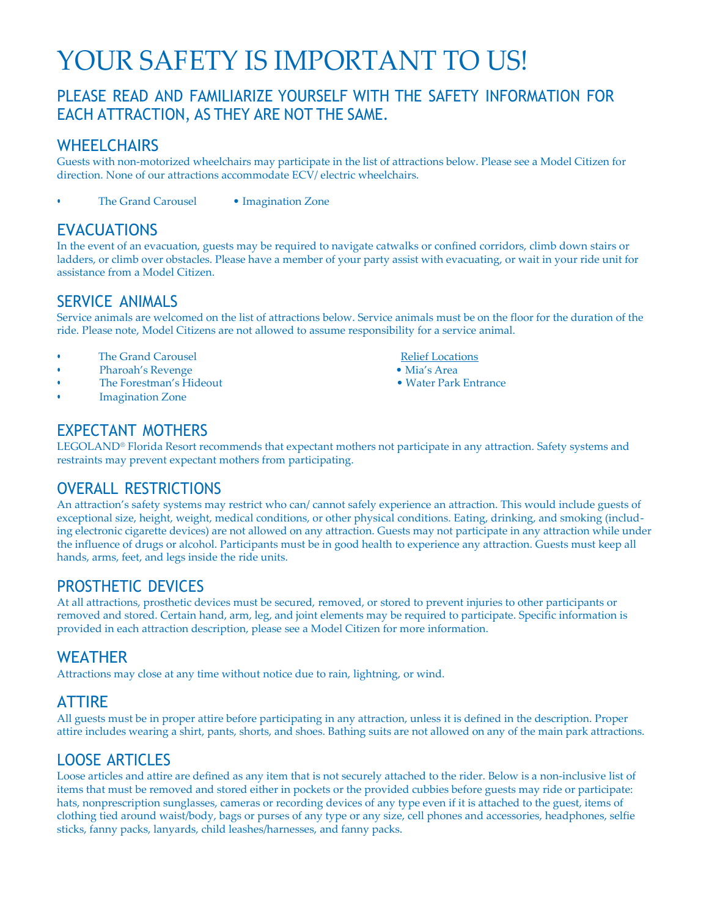# YOUR SAFETY IS IMPORTANT TO US!

## PLEASE READ AND FAMILIARIZE YOURSELF WITH THE SAFETY INFORMATION FOR EACH ATTRACTION, AS THEY ARE NOT THE SAME.

### WHEELCHAIRS

Guests with non-motorized wheelchairs may participate in the list of attractions below. Please see a Model Citizen for direction. None of our attractions accommodate ECV/ electric wheelchairs.

- The Grand Carousel
- Imagination Zone

### EVACUATIONS

In the event of an evacuation, guests may be required to navigate catwalks or confined corridors, climb down stairs or ladders, or climb over obstacles. Please have a member of your party assist with evacuating, or wait in your ride unit for assistance from a Model Citizen.

### SERVICE ANIMALS

Service animals are welcomed on the list of attractions below. Service animals must be on the floor for the duration of the ride. Please note, Model Citizens are not allowed to assume responsibility for a service animal.

- The Grand Carousel
- Pharoah's Revenge
- The Forestman's Hideout
- Imagination Zone

Relief Locations

- Mia's Area
- Water Park Entrance

### EXPECTANT MOTHERS

LEGOLAND® Florida Resort recommends that expectant mothers not participate in any attraction. Safety systems and restraints may prevent expectant mothers from participating.

### OVERALL RESTRICTIONS

An attraction's safety systems may restrict who can/ cannot safely experience an attraction. This would include guests of exceptional size, height, weight, medical conditions, or other physical conditions. Eating, drinking, and smoking (including electronic cigarette devices) are not allowed on any attraction. Guests may not participate in any attraction while under the influence of drugs or alcohol. Participants must be in good health to experience any attraction. Guests must keep all hands, arms, feet, and legs inside the ride units.

### PROSTHETIC DEVICES

At all attractions, prosthetic devices must be secured, removed, or stored to prevent injuries to other participants or removed and stored. Certain hand, arm, leg, and joint elements may be required to participate. Specific information is provided in each attraction description, please see a Model Citizen for more information.

### WEATHER

Attractions may close at any time without notice due to rain, lightning, or wind.

### ATTIRE

All guests must be in proper attire before participating in any attraction, unless it is defined in the description. Proper attire includes wearing a shirt, pants, shorts, and shoes. Bathing suits are not allowed on any of the main park attractions.

### LOOSE ARTICLES

Loose articles and attire are defined as any item that is not securely attached to the rider. Below is a non-inclusive list of items that must be removed and stored either in pockets or the provided cubbies before guests may ride or participate: hats, nonprescription sunglasses, cameras or recording devices of any type even if it is attached to the guest, items of clothing tied around waist/body, bags or purses of any type or any size, cell phones and accessories, headphones, selfie sticks, fanny packs, lanyards, child leashes/harnesses, and fanny packs.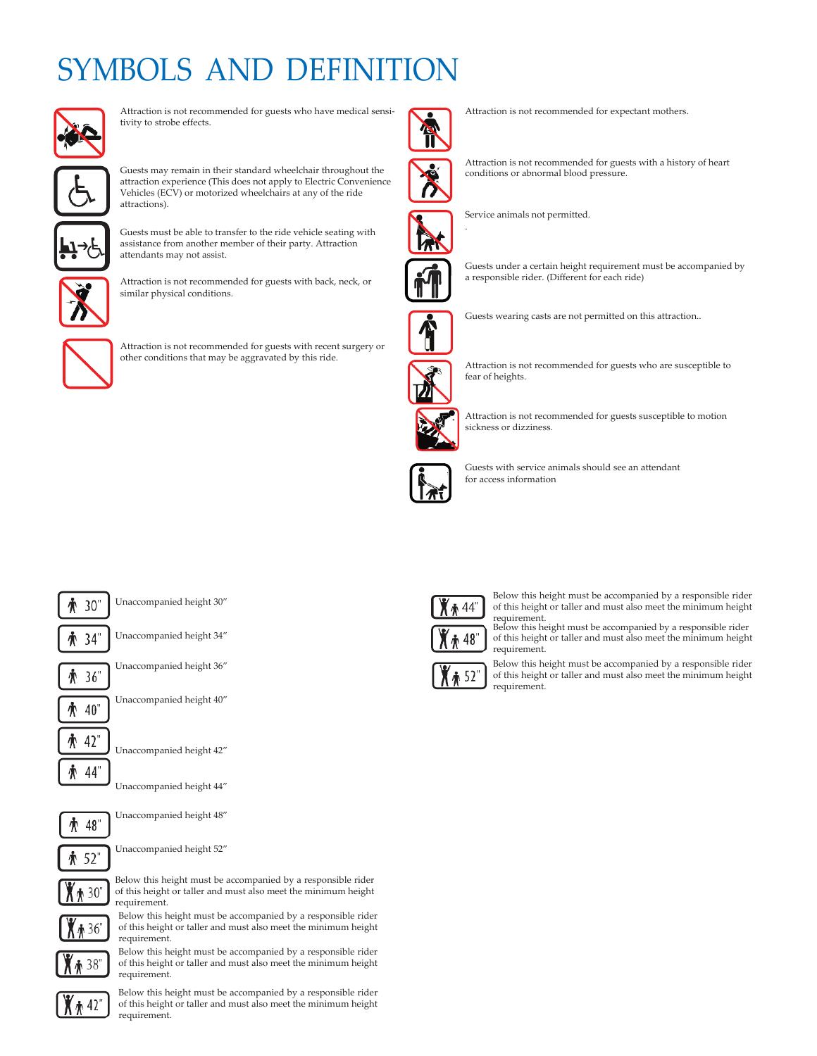# SYMBOLS AND DEFINITION

Attraction is not recommended for guests who have medical sensitivity to strobe effects.

Guests may remain in their standard wheelchair throughout the attraction experience (This does not apply to Electric Convenience Vehicles (ECV) or motorized wheelchairs at any of the ride attractions).

Guests must be able to transfer to the ride vehicle seating with assistance from another member of their party. Attraction attendants may not assist.

Attraction is not recommended for guests with back, neck, or similar physical conditions.

Attraction is not recommended for guests with recent surgery or other conditions that may be aggravated by this ride.

Attraction is not recommended for expectant mothers.

Attraction is not recommended for guests with a history of heart conditions or abnormal blood pressure.

Service animals not permitted.

Guests under a certain height requirement must be accompanied by a responsible rider. (Different for each ride)

Guests wearing casts are not permitted on this attraction..

Attraction is not recommended for guests who are susceptible to fear of heights.

Attraction is not recommended for guests susceptible to motion sickness or dizziness.

Guests with service animals should see an attendant for access information

| Symbol | Definition |
|---|---|
| 30" | Unaccompanied height 30" |
| 34" | Unaccompanied height 34" |
| 36" | Unaccompanied height 36" |
| 40" | Unaccompanied height 40" |
| 42" | Unaccompanied height 42" |
| 44" | Unaccompanied height 44" |
| 48" | Unaccompanied height 48" |
| 52" | Unaccompanied height 52" |
| 30" | Below this height must be accompanied by a responsible rider of this height or taller and must also meet the minimum height requirement. |
| 36" | Below this height must be accompanied by a responsible rider of this height or taller and must also meet the minimum height requirement. |
| 38" | Below this height must be accompanied by a responsible rider of this height or taller and must also meet the minimum height requirement. |
| 42" | Below this height must be accompanied by a responsible rider of this height or taller and must also meet the minimum height requirement. |
| 44" | Below this height must be accompanied by a responsible rider of this height or taller and must also meet the minimum height requirement. |
| 48" | Below this height must be accompanied by a responsible rider of this height or taller and must also meet the minimum height requirement. |
| 52" | Below this height must be accompanied by a responsible rider of this height or taller and must also meet the minimum height requirement. |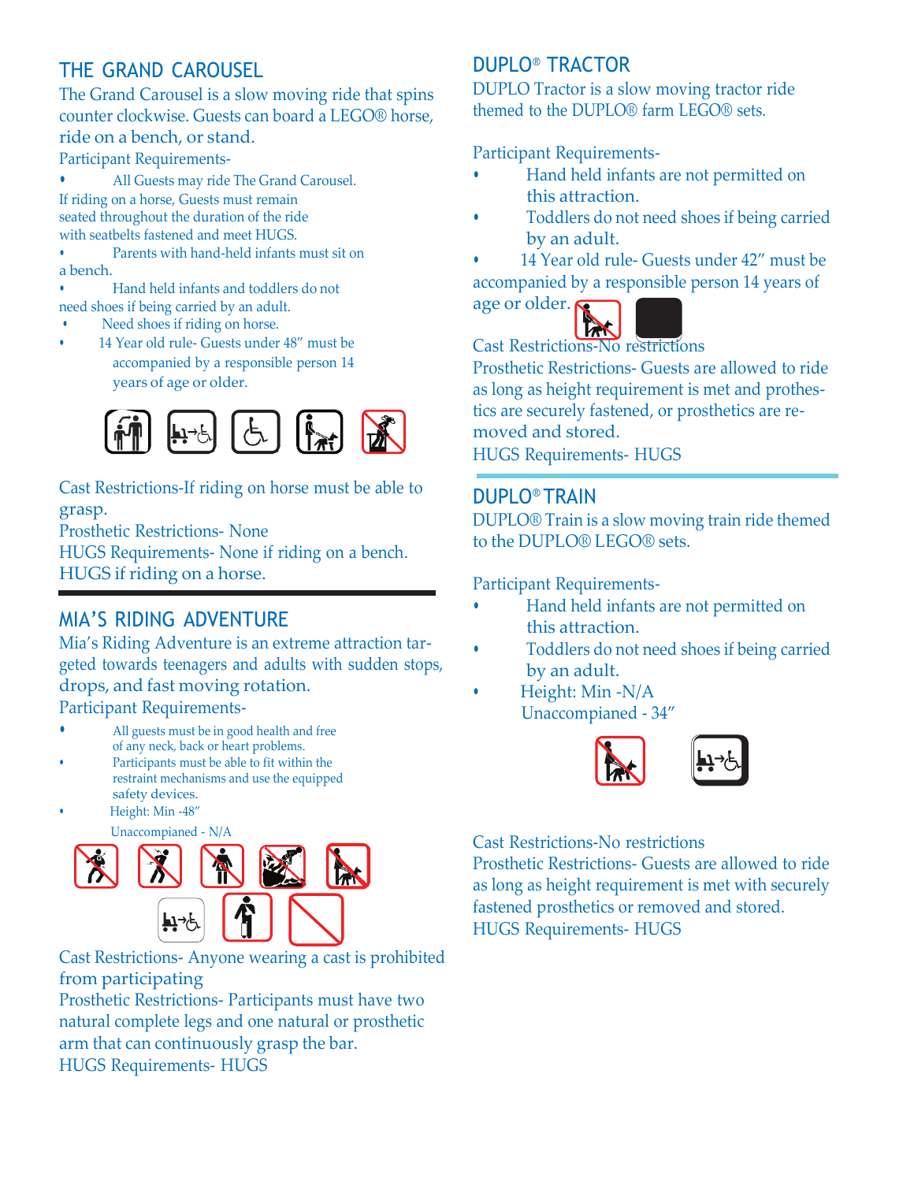## THE GRAND CAROUSEL

The Grand Carousel is a slow moving ride that spins counter clockwise. Guests can board a LEGO® horse, ride on a bench, or stand.

Participant Requirements-

- All Guests may ride The Grand Carousel. If riding on a horse, Guests must remain seated throughout the duration of the ride with seatbelts fastened and meet HUGS.
- Parents with hand-held infants must sit on a bench.
- Hand held infants and toddlers do not need shoes if being carried by an adult.
- Need shoes if riding on horse.
- 14 Year old rule- Guests under 48" must be accompanied by a responsible person 14 years of age or older.

Cast Restrictions-If riding on horse must be able to grasp.

Prosthetic Restrictions- None

HUGS Requirements- None if riding on a bench. HUGS if riding on a horse.

## MIA'S RIDING ADVENTURE

Mia's Riding Adventure is an extreme attraction targeted towards teenagers and adults with sudden stops, drops, and fast moving rotation.

Participant Requirements-

- All guests must be in good health and free of any neck, back or heart problems.
- Participants must be able to fit within the restraint mechanisms and use the equipped safety devices.
- Height: Min -48"
  Unaccompianed - N/A

Cast Restrictions- Anyone wearing a cast is prohibited from participating

Prosthetic Restrictions- Participants must have two natural complete legs and one natural or prosthetic arm that can continuously grasp the bar.

HUGS Requirements- HUGS

## DUPLO® TRACTOR

DUPLO Tractor is a slow moving tractor ride themed to the DUPLO® farm LEGO® sets.

Participant Requirements-

- Hand held infants are not permitted on this attraction.
- Toddlers do not need shoes if being carried by an adult.
- 14 Year old rule- Guests under 42" must be accompanied by a responsible person 14 years of age or older.

Cast Restrictions-No restrictions

Prosthetic Restrictions- Guests are allowed to ride as long as height requirement is met and prosthetics are securely fastened, or prosthetics are removed and stored.

HUGS Requirements- HUGS

## DUPLO® TRAIN

DUPLO® Train is a slow moving train ride themed to the DUPLO® LEGO® sets.

Participant Requirements-

- Hand held infants are not permitted on this attraction.
- Toddlers do not need shoes if being carried by an adult.
- Height: Min -N/A
  Unaccompianed - 34"

Cast Restrictions-No restrictions

Prosthetic Restrictions- Guests are allowed to ride as long as height requirement is met with securely fastened prosthetics or removed and stored.

HUGS Requirements- HUGS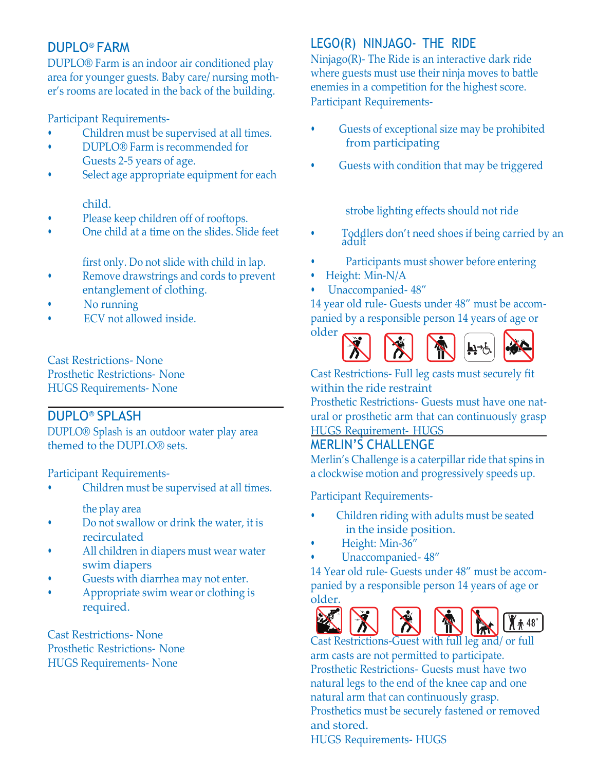## DUPLO® FARM

DUPLO® Farm is an indoor air conditioned play area for younger guests. Baby care/ nursing mother's rooms are located in the back of the building.

Participant Requirements-

- Children must be supervised at all times.
- DUPLO® Farm is recommended for Guests 2-5 years of age.
- Select age appropriate equipment for each child.
- Please keep children off of rooftops.
- One child at a time on the slides. Slide feet first only. Do not slide with child in lap.
- Remove drawstrings and cords to prevent entanglement of clothing.
- No running
- ECV not allowed inside.

Cast Restrictions- None
Prosthetic Restrictions- None
HUGS Requirements- None

## DUPLO® SPLASH

DUPLO® Splash is an outdoor water play area themed to the DUPLO® sets.

Participant Requirements-

- Children must be supervised at all times. the play area
- Do not swallow or drink the water, it is recirculated
- All children in diapers must wear water swim diapers
- Guests with diarrhea may not enter.
- Appropriate swim wear or clothing is required.

Cast Restrictions- None
Prosthetic Restrictions- None
HUGS Requirements- None

## LEGO(R) NINJAGO- THE RIDE

Ninjago(R)- The Ride is an interactive dark ride where guests must use their ninja moves to battle enemies in a competition for the highest score.

Participant Requirements-

- Guests of exceptional size may be prohibited from participating
- Guests with condition that may be triggered strobe lighting effects should not ride
- Toddlers don't need shoes if being carried by an adult
- Participants must shower before entering
- Height: Min-N/A
- Unaccompanied- 48"

14 year old rule- Guests under 48" must be accompanied by a responsible person 14 years of age or older

Cast Restrictions- Full leg casts must securely fit within the ride restraint
Prosthetic Restrictions- Guests must have one natural or prosthetic arm that can continuously grasp
HUGS Requirement- HUGS

## MERLIN'S CHALLENGE

Merlin's Challenge is a caterpillar ride that spins in a clockwise motion and progressively speeds up.

Participant Requirements-

- Children riding with adults must be seated in the inside position.
- Height: Min-36"
- Unaccompanied- 48"

14 Year old rule- Guests under 48" must be accompanied by a responsible person 14 years of age or older.

Cast Restrictions-Guest with full leg and/ or full arm casts are not permitted to participate.
Prosthetic Restrictions- Guests must have two natural legs to the end of the knee cap and one natural arm that can continuously grasp. Prosthetics must be securely fastened or removed and stored.
HUGS Requirements- HUGS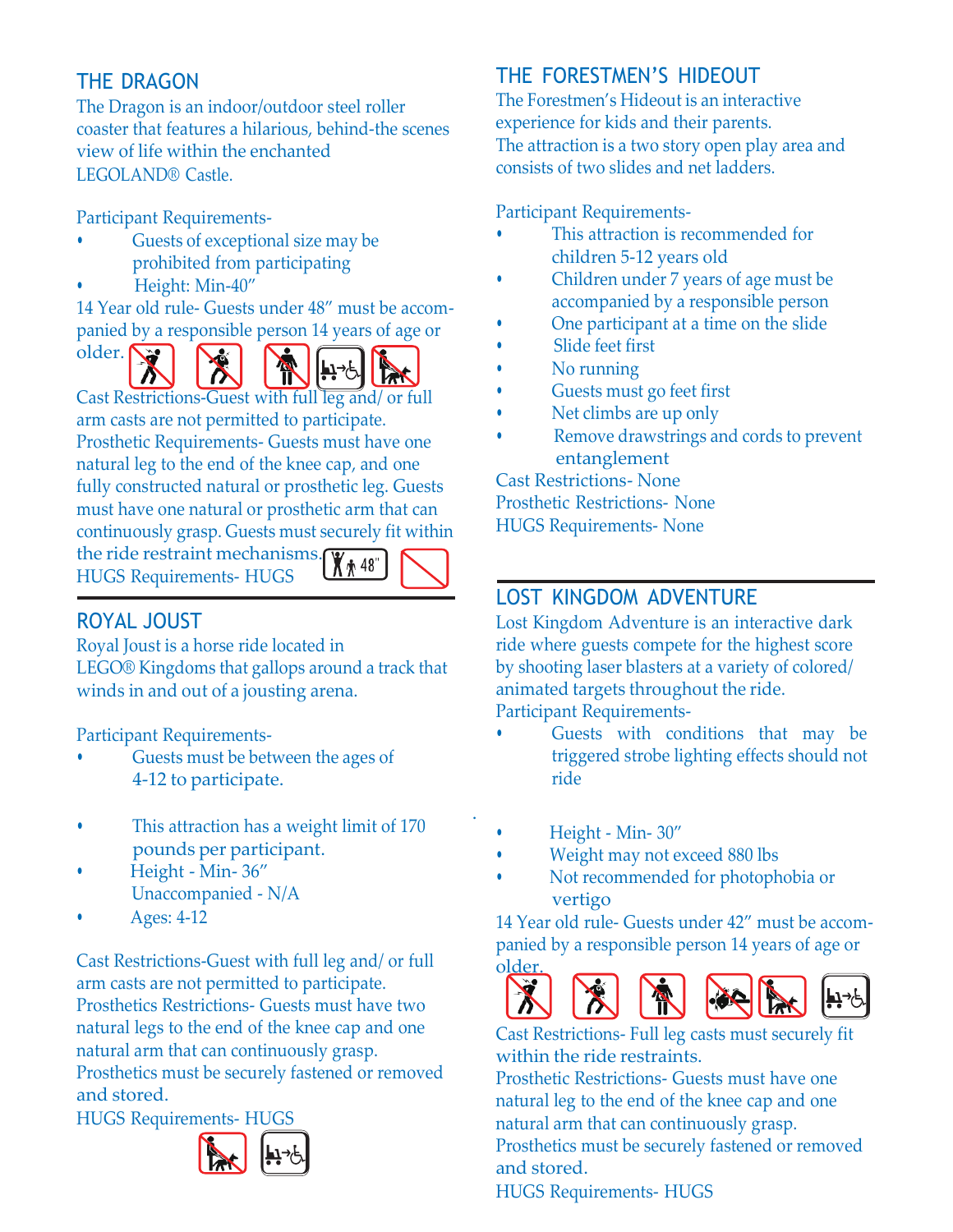## THE DRAGON

The Dragon is an indoor/outdoor steel roller coaster that features a hilarious, behind-the scenes view of life within the enchanted LEGOLAND® Castle.

Participant Requirements-

- Guests of exceptional size may be prohibited from participating
- Height: Min-40"

14 Year old rule- Guests under 48" must be accompanied by a responsible person 14 years of age or older.

Cast Restrictions-Guest with full leg and/ or full arm casts are not permitted to participate.
Prosthetic Requirements- Guests must have one natural leg to the end of the knee cap, and one fully constructed natural or prosthetic leg. Guests must have one natural or prosthetic arm that can continuously grasp. Guests must securely fit within the ride restraint mechanisms.
HUGS Requirements- HUGS

## ROYAL JOUST

Royal Joust is a horse ride located in LEGO® Kingdoms that gallops around a track that winds in and out of a jousting arena.

Participant Requirements-

- Guests must be between the ages of 4-12 to participate.
- This attraction has a weight limit of 170 pounds per participant.
- Height - Min- 36"
  Unaccompanied - N/A
- Ages: 4-12

Cast Restrictions-Guest with full leg and/ or full arm casts are not permitted to participate.
Prosthetics Restrictions- Guests must have two natural legs to the end of the knee cap and one natural arm that can continuously grasp.
Prosthetics must be securely fastened or removed and stored.
HUGS Requirements- HUGS

## THE FORESTMEN'S HIDEOUT

The Forestmen's Hideout is an interactive experience for kids and their parents.
The attraction is a two story open play area and consists of two slides and net ladders.

Participant Requirements-

- This attraction is recommended for children 5-12 years old
- Children under 7 years of age must be accompanied by a responsible person
- One participant at a time on the slide
- Slide feet first
- No running
- Guests must go feet first
- Net climbs are up only
- Remove drawstrings and cords to prevent entanglement

Cast Restrictions- None
Prosthetic Restrictions- None
HUGS Requirements- None

## LOST KINGDOM ADVENTURE

Lost Kingdom Adventure is an interactive dark ride where guests compete for the highest score by shooting laser blasters at a variety of colored/animated targets throughout the ride.
Participant Requirements-

- Guests with conditions that may be triggered strobe lighting effects should not ride
- Height - Min- 30"
- Weight may not exceed 880 lbs
- Not recommended for photophobia or vertigo

14 Year old rule- Guests under 42" must be accompanied by a responsible person 14 years of age or older.

Cast Restrictions- Full leg casts must securely fit within the ride restraints.
Prosthetic Restrictions- Guests must have one natural leg to the end of the knee cap and one natural arm that can continuously grasp.
Prosthetics must be securely fastened or removed and stored.
HUGS Requirements- HUGS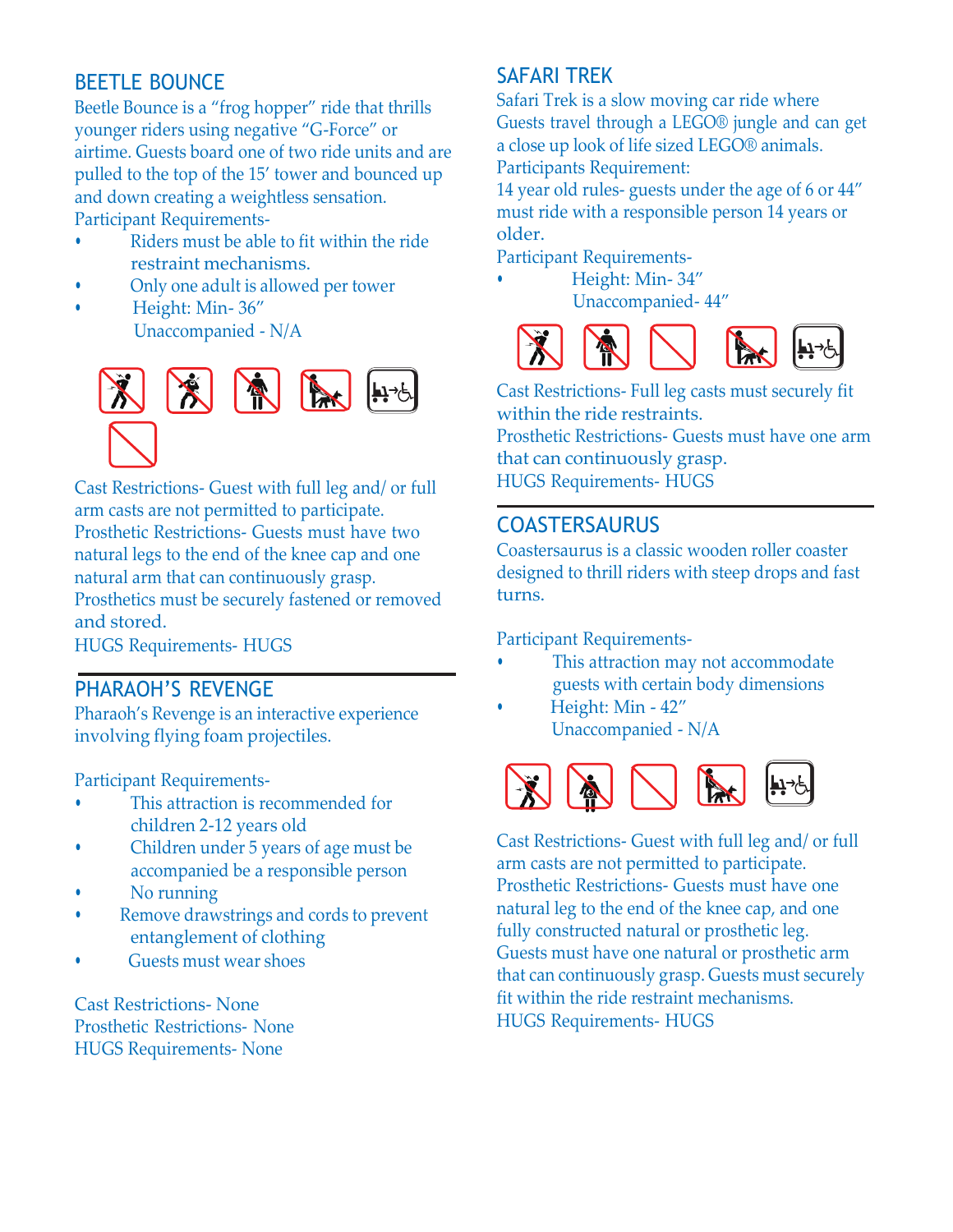## BEETLE BOUNCE

Beetle Bounce is a "frog hopper" ride that thrills younger riders using negative "G-Force" or airtime. Guests board one of two ride units and are pulled to the top of the 15' tower and bounced up and down creating a weightless sensation.

Participant Requirements-

- Riders must be able to fit within the ride restraint mechanisms.
- Only one adult is allowed per tower
- Height: Min- 36"
  Unaccompanied - N/A

Cast Restrictions- Guest with full leg and/ or full arm casts are not permitted to participate.
Prosthetic Restrictions- Guests must have two natural legs to the end of the knee cap and one natural arm that can continuously grasp.
Prosthetics must be securely fastened or removed and stored.
HUGS Requirements- HUGS

## PHARAOH'S REVENGE

Pharaoh's Revenge is an interactive experience involving flying foam projectiles.

Participant Requirements-

- This attraction is recommended for children 2-12 years old
- Children under 5 years of age must be accompanied be a responsible person
- No running
- Remove drawstrings and cords to prevent entanglement of clothing
- Guests must wear shoes

Cast Restrictions- None
Prosthetic Restrictions- None
HUGS Requirements- None

## SAFARI TREK

Safari Trek is a slow moving car ride where Guests travel through a LEGO® jungle and can get a close up look of life sized LEGO® animals.
Participants Requirement:
14 year old rules- guests under the age of 6 or 44" must ride with a responsible person 14 years or older.
Participant Requirements-

- Height: Min- 34"
  Unaccompanied- 44"

Cast Restrictions- Full leg casts must securely fit within the ride restraints.
Prosthetic Restrictions- Guests must have one arm that can continuously grasp.
HUGS Requirements- HUGS

## COASTERSAURUS

Coastersaurus is a classic wooden roller coaster designed to thrill riders with steep drops and fast turns.

Participant Requirements-

- This attraction may not accommodate guests with certain body dimensions
- Height: Min - 42"
  Unaccompanied - N/A

Cast Restrictions- Guest with full leg and/ or full arm casts are not permitted to participate.
Prosthetic Restrictions- Guests must have one natural leg to the end of the knee cap, and one fully constructed natural or prosthetic leg.
Guests must have one natural or prosthetic arm that can continuously grasp. Guests must securely fit within the ride restraint mechanisms.
HUGS Requirements- HUGS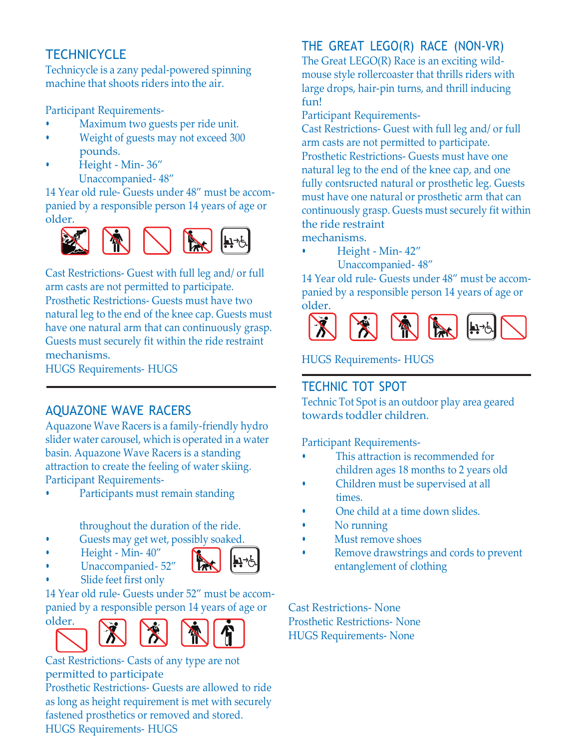## TECHNICYCLE

Technicycle is a zany pedal-powered spinning machine that shoots riders into the air.

Participant Requirements-

- Maximum two guests per ride unit.
- Weight of guests may not exceed 300 pounds.
- Height - Min- 36″
  Unaccompanied- 48″

14 Year old rule- Guests under 48″ must be accompanied by a responsible person 14 years of age or older.

Cast Restrictions- Guest with full leg and/ or full arm casts are not permitted to participate.
Prosthetic Restrictions- Guests must have two natural leg to the end of the knee cap. Guests must have one natural arm that can continuously grasp. Guests must securely fit within the ride restraint mechanisms.
HUGS Requirements- HUGS

## AQUAZONE WAVE RACERS

Aquazone Wave Racers is a family-friendly hydro slider water carousel, which is operated in a water basin. Aquazone Wave Racers is a standing attraction to create the feeling of water skiing.
Participant Requirements-

- Participants must remain standing throughout the duration of the ride.
- Guests may get wet, possibly soaked.
- Height - Min- 40″
- Unaccompanied- 52″
- Slide feet first only

14 Year old rule- Guests under 52″ must be accompanied by a responsible person 14 years of age or older.

Cast Restrictions- Casts of any type are not permitted to participate
Prosthetic Restrictions- Guests are allowed to ride as long as height requirement is met with securely fastened prosthetics or removed and stored.
HUGS Requirements- HUGS

## THE GREAT LEGO(R) RACE (NON-VR)

The Great LEGO(R) Race is an exciting wild-mouse style rollercoaster that thrills riders with large drops, hair-pin turns, and thrill inducing fun!
Participant Requirements-
Cast Restrictions- Guest with full leg and/ or full arm casts are not permitted to participate.
Prosthetic Restrictions- Guests must have one natural leg to the end of the knee cap, and one fully contsructed natural or prosthetic leg. Guests must have one natural or prosthetic arm that can continuously grasp. Guests must securely fit within the ride restraint mechanisms.

- Height - Min- 42″
  Unaccompanied- 48″

14 Year old rule- Guests under 48″ must be accompanied by a responsible person 14 years of age or older.

HUGS Requirements- HUGS

## TECHNIC TOT SPOT

Technic Tot Spot is an outdoor play area geared towards toddler children.

Participant Requirements-

- This attraction is recommended for children ages 18 months to 2 years old
- Children must be supervised at all times.
- One child at a time down slides.
- No running
- Must remove shoes
- Remove drawstrings and cords to prevent entanglement of clothing

Cast Restrictions- None
Prosthetic Restrictions- None
HUGS Requirements- None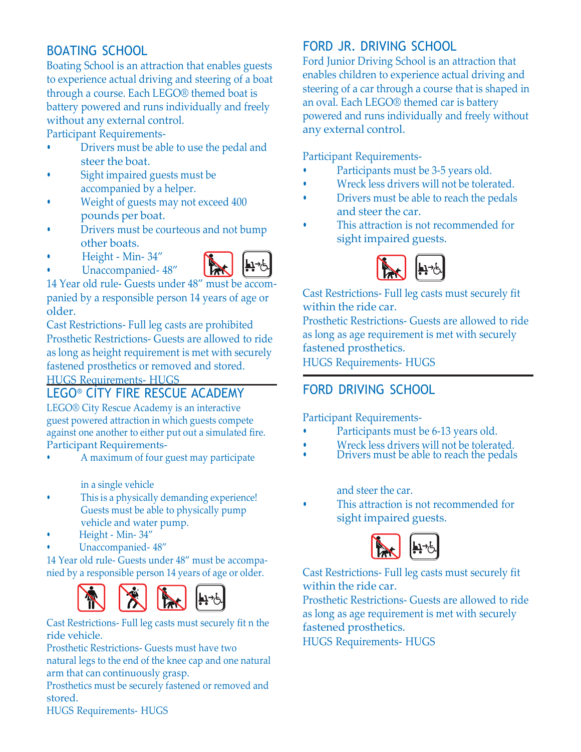## BOATING SCHOOL

Boating School is an attraction that enables guests to experience actual driving and steering of a boat through a course. Each LEGO® themed boat is battery powered and runs individually and freely without any external control.

Participant Requirements-

- Drivers must be able to use the pedal and steer the boat.
- Sight impaired guests must be accompanied by a helper.
- Weight of guests may not exceed 400 pounds per boat.
- Drivers must be courteous and not bump other boats.
- Height - Min- 34″
- Unaccompanied- 48″

14 Year old rule- Guests under 48″ must be accompanied by a responsible person 14 years of age or older.

Cast Restrictions- Full leg casts are prohibited

Prosthetic Restrictions- Guests are allowed to ride as long as height requirement is met with securely fastened prosthetics or removed and stored.

HUGS Requirements- HUGS

## LEGO® CITY FIRE RESCUE ACADEMY

LEGO® City Rescue Academy is an interactive guest powered attraction in which guests compete against one another to either put out a simulated fire.

Participant Requirements-

- A maximum of four guest may participate in a single vehicle
- This is a physically demanding experience! Guests must be able to physically pump vehicle and water pump.
- Height - Min- 34″
- Unaccompanied- 48″

14 Year old rule- Guests under 48″ must be accompanied by a responsible person 14 years of age or older.

Cast Restrictions- Full leg casts must securely fit n the ride vehicle.

Prosthetic Restrictions- Guests must have two natural legs to the end of the knee cap and one natural arm that can continuously grasp.

Prosthetics must be securely fastened or removed and stored.

HUGS Requirements- HUGS

## FORD JR. DRIVING SCHOOL

Ford Junior Driving School is an attraction that enables children to experience actual driving and steering of a car through a course that is shaped in an oval. Each LEGO® themed car is battery powered and runs individually and freely without any external control.

Participant Requirements-

- Participants must be 3-5 years old.
- Wreck less drivers will not be tolerated.
- Drivers must be able to reach the pedals and steer the car.
- This attraction is not recommended for sight impaired guests.

Cast Restrictions- Full leg casts must securely fit within the ride car.

Prosthetic Restrictions- Guests are allowed to ride as long as age requirement is met with securely fastened prosthetics.

HUGS Requirements- HUGS

## FORD DRIVING SCHOOL

Participant Requirements-

- Participants must be 6-13 years old.
- Wreck less drivers will not be tolerated.
- Drivers must be able to reach the pedals and steer the car.
- This attraction is not recommended for sight impaired guests.

Cast Restrictions- Full leg casts must securely fit within the ride car.

Prosthetic Restrictions- Guests are allowed to ride as long as age requirement is met with securely fastened prosthetics.

HUGS Requirements- HUGS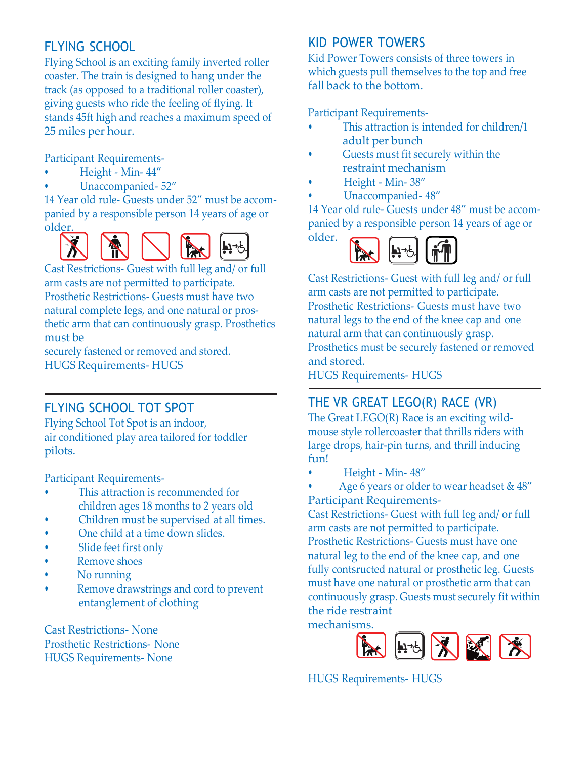## FLYING SCHOOL

Flying School is an exciting family inverted roller coaster. The train is designed to hang under the track (as opposed to a traditional roller coaster), giving guests who ride the feeling of flying. It stands 45ft high and reaches a maximum speed of 25 miles per hour.

Participant Requirements-

- Height - Min- 44"
- Unaccompanied- 52"

14 Year old rule- Guests under 52" must be accompanied by a responsible person 14 years of age or older.

Cast Restrictions- Guest with full leg and/ or full arm casts are not permitted to participate.
Prosthetic Restrictions- Guests must have two natural complete legs, and one natural or prosthetic arm that can continuously grasp. Prosthetics must be
securely fastened or removed and stored.
HUGS Requirements- HUGS

## FLYING SCHOOL TOT SPOT

Flying School Tot Spot is an indoor, air conditioned play area tailored for toddler pilots.

Participant Requirements-

- This attraction is recommended for children ages 18 months to 2 years old
- Children must be supervised at all times.
- One child at a time down slides.
- Slide feet first only
- Remove shoes
- No running
- Remove drawstrings and cord to prevent entanglement of clothing

Cast Restrictions- None
Prosthetic Restrictions- None
HUGS Requirements- None

## KID POWER TOWERS

Kid Power Towers consists of three towers in which guests pull themselves to the top and free fall back to the bottom.

Participant Requirements-

- This attraction is intended for children/1 adult per bunch
- Guests must fit securely within the restraint mechanism
- Height - Min- 38"
- Unaccompanied- 48"

14 Year old rule- Guests under 48" must be accompanied by a responsible person 14 years of age or older.

Cast Restrictions- Guest with full leg and/ or full arm casts are not permitted to participate.
Prosthetic Restrictions- Guests must have two natural legs to the end of the knee cap and one natural arm that can continuously grasp.
Prosthetics must be securely fastened or removed and stored.
HUGS Requirements- HUGS

## THE VR GREAT LEGO(R) RACE (VR)

The Great LEGO(R) Race is an exciting wild-mouse style rollercoaster that thrills riders with large drops, hair-pin turns, and thrill inducing fun!

- Height - Min- 48"
- Age 6 years or older to wear headset & 48"

Participant Requirements-
Cast Restrictions- Guest with full leg and/ or full arm casts are not permitted to participate.
Prosthetic Restrictions- Guests must have one natural leg to the end of the knee cap, and one fully contsructed natural or prosthetic leg. Guests must have one natural or prosthetic arm that can continuously grasp. Guests must securely fit within the ride restraint
mechanisms.

HUGS Requirements- HUGS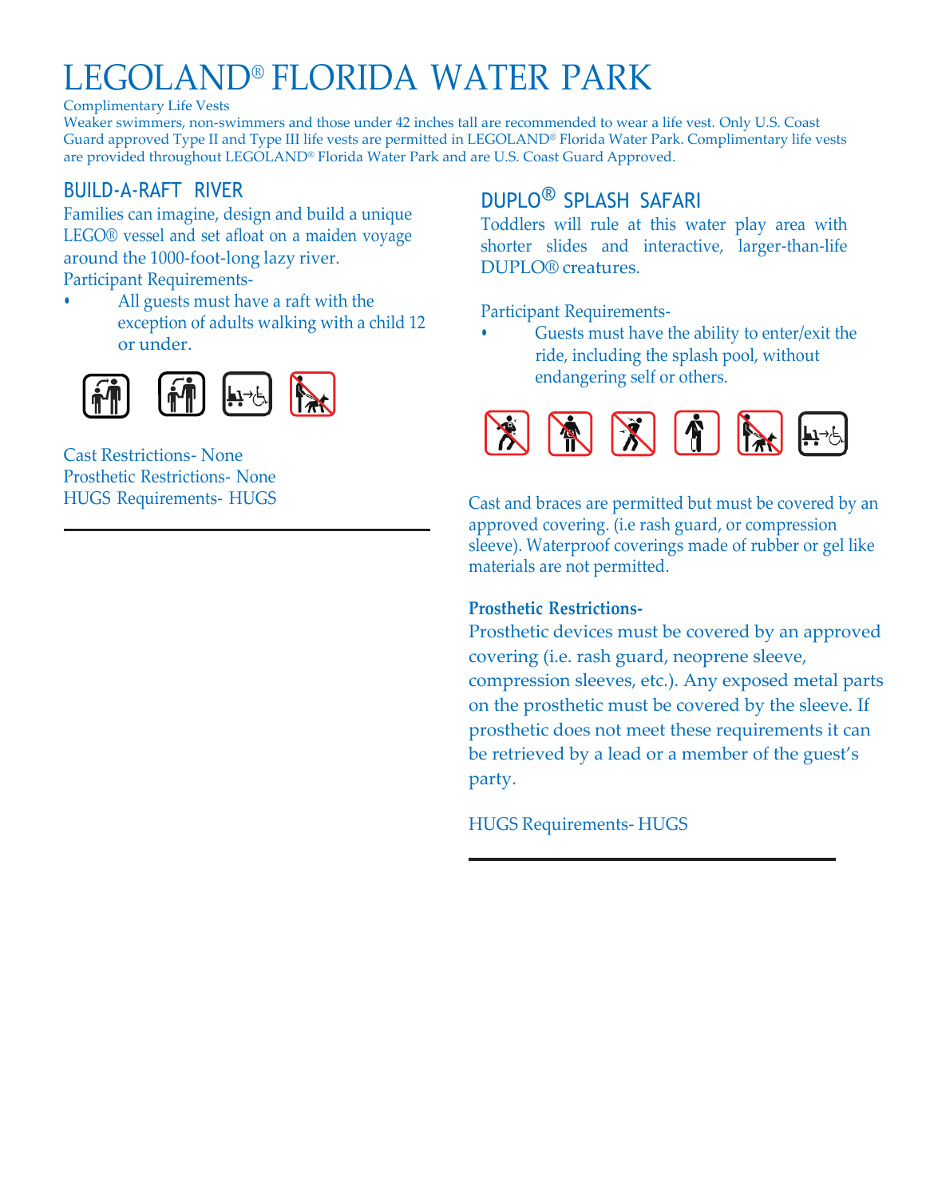# LEGOLAND® FLORIDA WATER PARK

Complimentary Life Vests
Weaker swimmers, non-swimmers and those under 42 inches tall are recommended to wear a life vest. Only U.S. Coast Guard approved Type II and Type III life vests are permitted in LEGOLAND® Florida Water Park. Complimentary life vests are provided throughout LEGOLAND® Florida Water Park and are U.S. Coast Guard Approved.

## BUILD-A-RAFT RIVER

Families can imagine, design and build a unique LEGO® vessel and set afloat on a maiden voyage around the 1000-foot-long lazy river.

Participant Requirements-

- All guests must have a raft with the exception of adults walking with a child 12 or under.

Cast Restrictions- None
Prosthetic Restrictions- None
HUGS Requirements- HUGS

## DUPLO® SPLASH SAFARI

Toddlers will rule at this water play area with shorter slides and interactive, larger-than-life DUPLO® creatures.

Participant Requirements-

- Guests must have the ability to enter/exit the ride, including the splash pool, without endangering self or others.

Cast and braces are permitted but must be covered by an approved covering. (i.e rash guard, or compression sleeve). Waterproof coverings made of rubber or gel like materials are not permitted.

**Prosthetic Restrictions-**
Prosthetic devices must be covered by an approved covering (i.e. rash guard, neoprene sleeve, compression sleeves, etc.). Any exposed metal parts on the prosthetic must be covered by the sleeve. If prosthetic does not meet these requirements it can be retrieved by a lead or a member of the guest's party.

HUGS Requirements- HUGS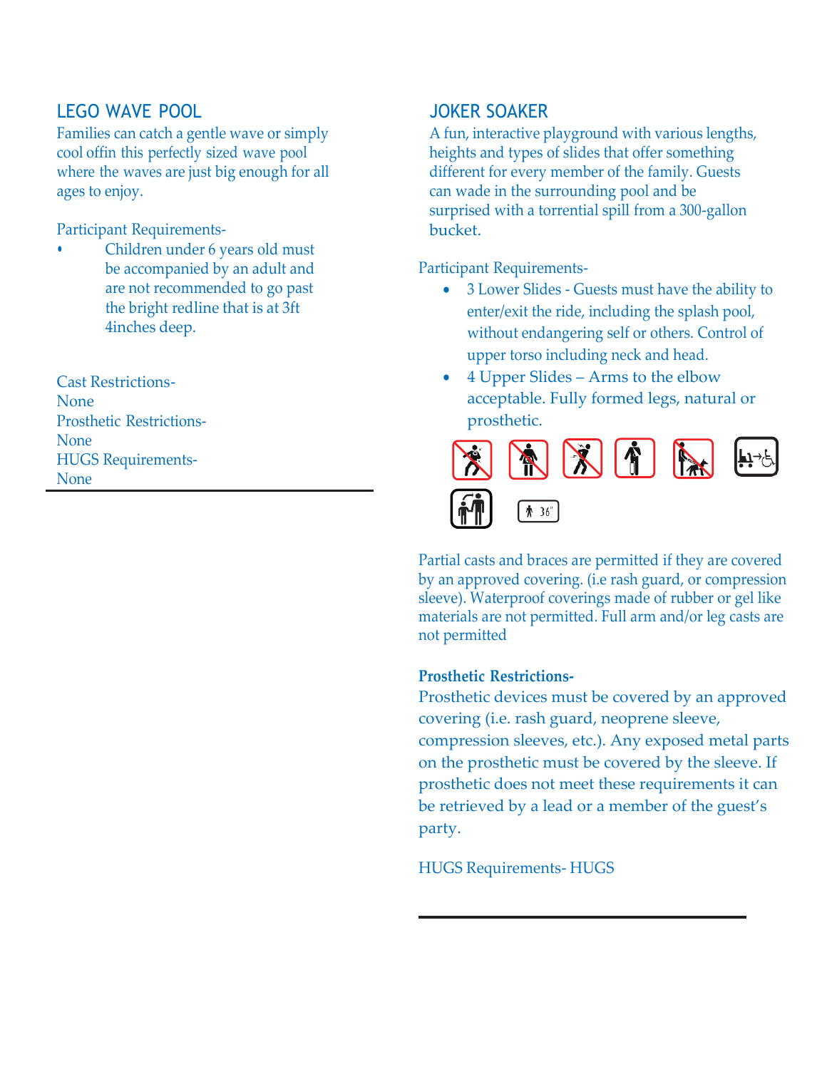## LEGO WAVE POOL

Families can catch a gentle wave or simply cool offin this perfectly sized wave pool where the waves are just big enough for all ages to enjoy.

Participant Requirements-

- Children under 6 years old must be accompanied by an adult and are not recommended to go past the bright redline that is at 3ft 4inches deep.

Cast Restrictions-
None
Prosthetic Restrictions-
None
HUGS Requirements-
None

## JOKER SOAKER

A fun, interactive playground with various lengths, heights and types of slides that offer something different for every member of the family. Guests can wade in the surrounding pool and be surprised with a torrential spill from a 300-gallon bucket.

Participant Requirements-

- 3 Lower Slides - Guests must have the ability to enter/exit the ride, including the splash pool, without endangering self or others. Control of upper torso including neck and head.
- 4 Upper Slides – Arms to the elbow acceptable. Fully formed legs, natural or prosthetic.

36"

Partial casts and braces are permitted if they are covered by an approved covering. (i.e rash guard, or compression sleeve). Waterproof coverings made of rubber or gel like materials are not permitted. Full arm and/or leg casts are not permitted

**Prosthetic Restrictions-**
Prosthetic devices must be covered by an approved covering (i.e. rash guard, neoprene sleeve, compression sleeves, etc.). Any exposed metal parts on the prosthetic must be covered by the sleeve. If prosthetic does not meet these requirements it can be retrieved by a lead or a member of the guest's party.

HUGS Requirements- HUGS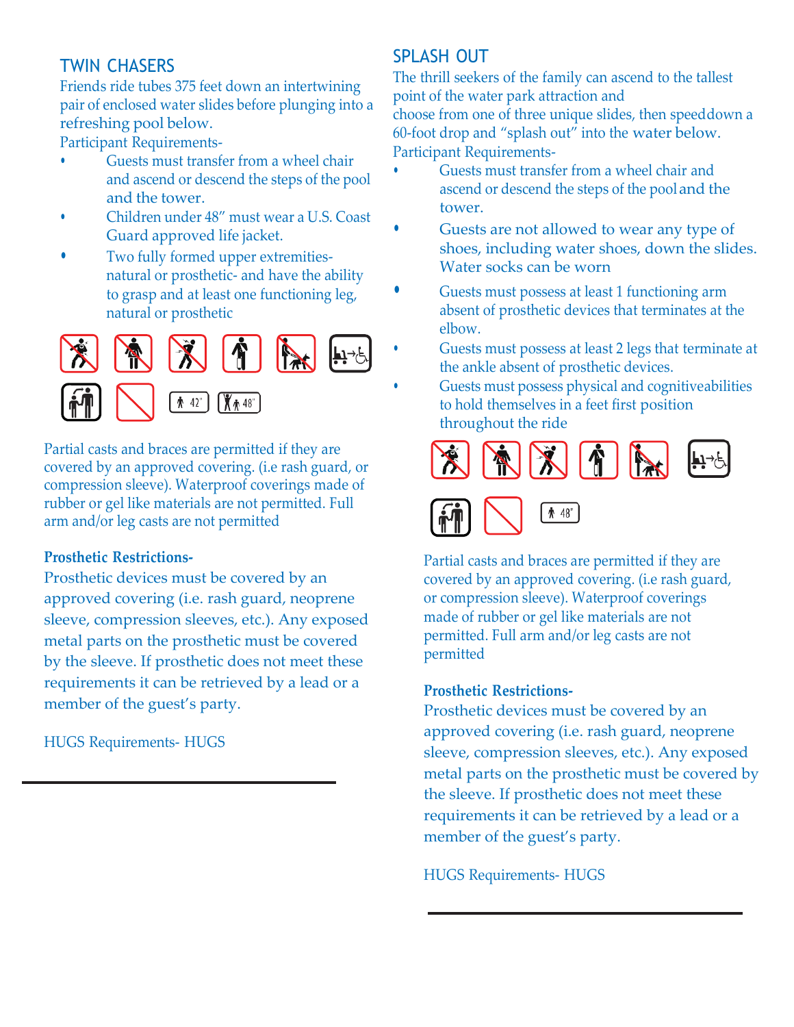## TWIN CHASERS

Friends ride tubes 375 feet down an intertwining pair of enclosed water slides before plunging into a refreshing pool below.

Participant Requirements-

- Guests must transfer from a wheel chair and ascend or descend the steps of the pool and the tower.
- Children under 48" must wear a U.S. Coast Guard approved life jacket.
- Two fully formed upper extremities- natural or prosthetic- and have the ability to grasp and at least one functioning leg, natural or prosthetic

42" 48"

Partial casts and braces are permitted if they are covered by an approved covering. (i.e rash guard, or compression sleeve). Waterproof coverings made of rubber or gel like materials are not permitted. Full arm and/or leg casts are not permitted

**Prosthetic Restrictions-**

Prosthetic devices must be covered by an approved covering (i.e. rash guard, neoprene sleeve, compression sleeves, etc.). Any exposed metal parts on the prosthetic must be covered by the sleeve. If prosthetic does not meet these requirements it can be retrieved by a lead or a member of the guest's party.

HUGS Requirements- HUGS

## SPLASH OUT

The thrill seekers of the family can ascend to the tallest point of the water park attraction and choose from one of three unique slides, then speeddown a 60-foot drop and "splash out" into the water below.

Participant Requirements-

- Guests must transfer from a wheel chair and ascend or descend the steps of the pool and the tower.
- Guests are not allowed to wear any type of shoes, including water shoes, down the slides. Water socks can be worn
- Guests must possess at least 1 functioning arm absent of prosthetic devices that terminates at the elbow.
- Guests must possess at least 2 legs that terminate at the ankle absent of prosthetic devices.
- Guests must possess physical and cognitiveabilities to hold themselves in a feet first position throughout the ride

48"

Partial casts and braces are permitted if they are covered by an approved covering. (i.e rash guard, or compression sleeve). Waterproof coverings made of rubber or gel like materials are not permitted. Full arm and/or leg casts are not permitted

**Prosthetic Restrictions-**

Prosthetic devices must be covered by an approved covering (i.e. rash guard, neoprene sleeve, compression sleeves, etc.). Any exposed metal parts on the prosthetic must be covered by the sleeve. If prosthetic does not meet these requirements it can be retrieved by a lead or a member of the guest's party.

HUGS Requirements- HUGS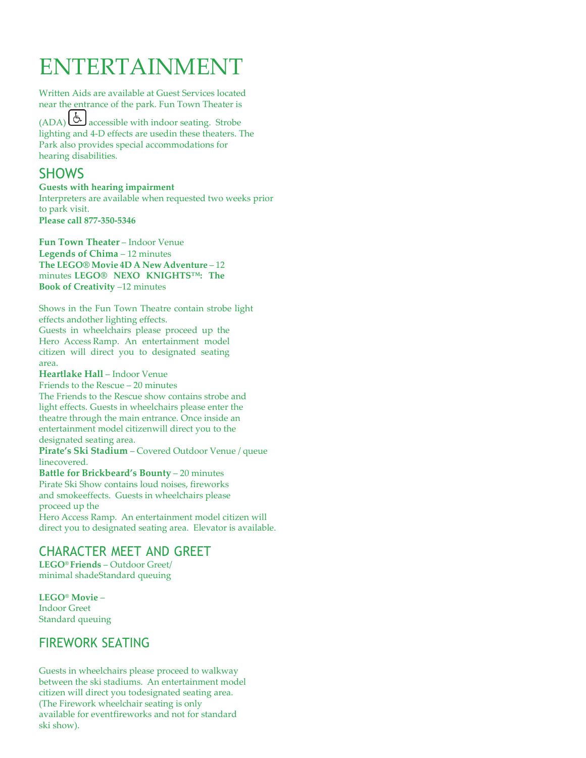# ENTERTAINMENT

Written Aids are available at Guest Services located near the entrance of the park. Fun Town Theater is (ADA) ♿ accessible with indoor seating. Strobe lighting and 4-D effects are usedin these theaters. The Park also provides special accommodations for hearing disabilities.

## SHOWS

**Guests with hearing impairment**
Interpreters are available when requested two weeks prior to park visit.
**Please call 877-350-5346**

**Fun Town Theater** – Indoor Venue
**Legends of Chima** – 12 minutes
**The LEGO® Movie 4D A New Adventure** – 12 minutes **LEGO® NEXO KNIGHTS™: The Book of Creativity** –12 minutes

Shows in the Fun Town Theatre contain strobe light effects andother lighting effects.
Guests in wheelchairs please proceed up the Hero Access Ramp. An entertainment model citizen will direct you to designated seating area.

**Heartlake Hall** – Indoor Venue
Friends to the Rescue – 20 minutes
The Friends to the Rescue show contains strobe and light effects. Guests in wheelchairs please enter the theatre through the main entrance. Once inside an entertainment model citizenwill direct you to the designated seating area.

**Pirate's Ski Stadium** – Covered Outdoor Venue / queue linecovered.
**Battle for Brickbeard's Bounty** – 20 minutes
Pirate Ski Show contains loud noises, fireworks and smokeeffects. Guests in wheelchairs please proceed up the
Hero Access Ramp. An entertainment model citizen will direct you to designated seating area. Elevator is available.

## CHARACTER MEET AND GREET

**LEGO® Friends** – Outdoor Greet/
minimal shadeStandard queuing

**LEGO® Movie** –
Indoor Greet
Standard queuing

## FIREWORK SEATING

Guests in wheelchairs please proceed to walkway between the ski stadiums. An entertainment model citizen will direct you todesignated seating area. (The Firework wheelchair seating is only available for eventfireworks and not for standard ski show).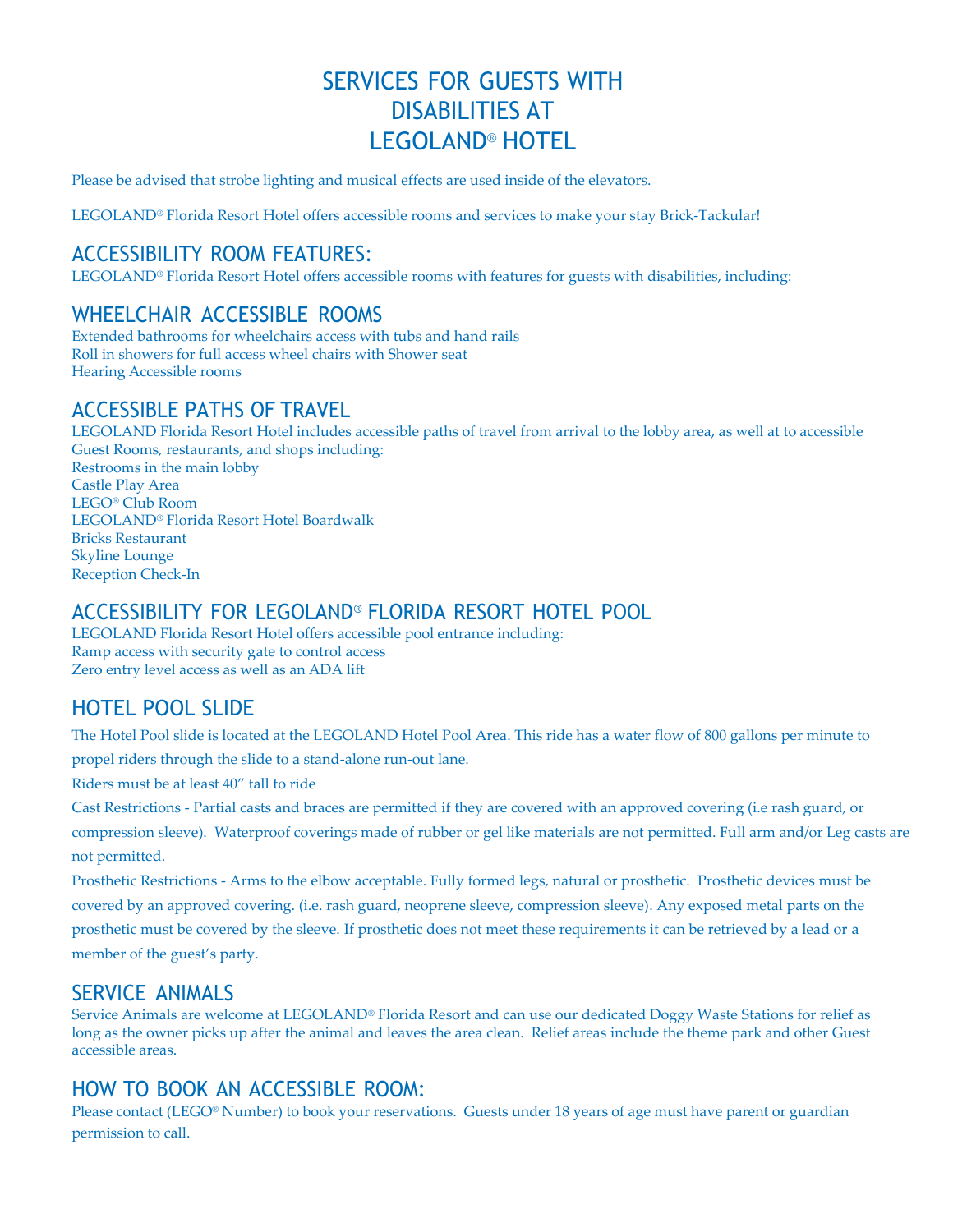# SERVICES FOR GUESTS WITH DISABILITIES AT LEGOLAND® HOTEL

Please be advised that strobe lighting and musical effects are used inside of the elevators.

LEGOLAND® Florida Resort Hotel offers accessible rooms and services to make your stay Brick-Tackular!

## ACCESSIBILITY ROOM FEATURES:

LEGOLAND® Florida Resort Hotel offers accessible rooms with features for guests with disabilities, including:

## WHEELCHAIR ACCESSIBLE ROOMS

Extended bathrooms for wheelchairs access with tubs and hand rails
Roll in showers for full access wheel chairs with Shower seat
Hearing Accessible rooms

## ACCESSIBLE PATHS OF TRAVEL

LEGOLAND Florida Resort Hotel includes accessible paths of travel from arrival to the lobby area, as well at to accessible Guest Rooms, restaurants, and shops including:
Restrooms in the main lobby
Castle Play Area
LEGO® Club Room
LEGOLAND® Florida Resort Hotel Boardwalk
Bricks Restaurant
Skyline Lounge
Reception Check-In

## ACCESSIBILITY FOR LEGOLAND® FLORIDA RESORT HOTEL POOL

LEGOLAND Florida Resort Hotel offers accessible pool entrance including:
Ramp access with security gate to control access
Zero entry level access as well as an ADA lift

## HOTEL POOL SLIDE

The Hotel Pool slide is located at the LEGOLAND Hotel Pool Area. This ride has a water flow of 800 gallons per minute to propel riders through the slide to a stand-alone run-out lane.

Riders must be at least 40" tall to ride

Cast Restrictions - Partial casts and braces are permitted if they are covered with an approved covering (i.e rash guard, or compression sleeve). Waterproof coverings made of rubber or gel like materials are not permitted. Full arm and/or Leg casts are not permitted.

Prosthetic Restrictions - Arms to the elbow acceptable. Fully formed legs, natural or prosthetic. Prosthetic devices must be covered by an approved covering. (i.e. rash guard, neoprene sleeve, compression sleeve). Any exposed metal parts on the prosthetic must be covered by the sleeve. If prosthetic does not meet these requirements it can be retrieved by a lead or a member of the guest's party.

## SERVICE ANIMALS

Service Animals are welcome at LEGOLAND® Florida Resort and can use our dedicated Doggy Waste Stations for relief as long as the owner picks up after the animal and leaves the area clean. Relief areas include the theme park and other Guest accessible areas.

## HOW TO BOOK AN ACCESSIBLE ROOM:

Please contact (LEGO® Number) to book your reservations. Guests under 18 years of age must have parent or guardian permission to call.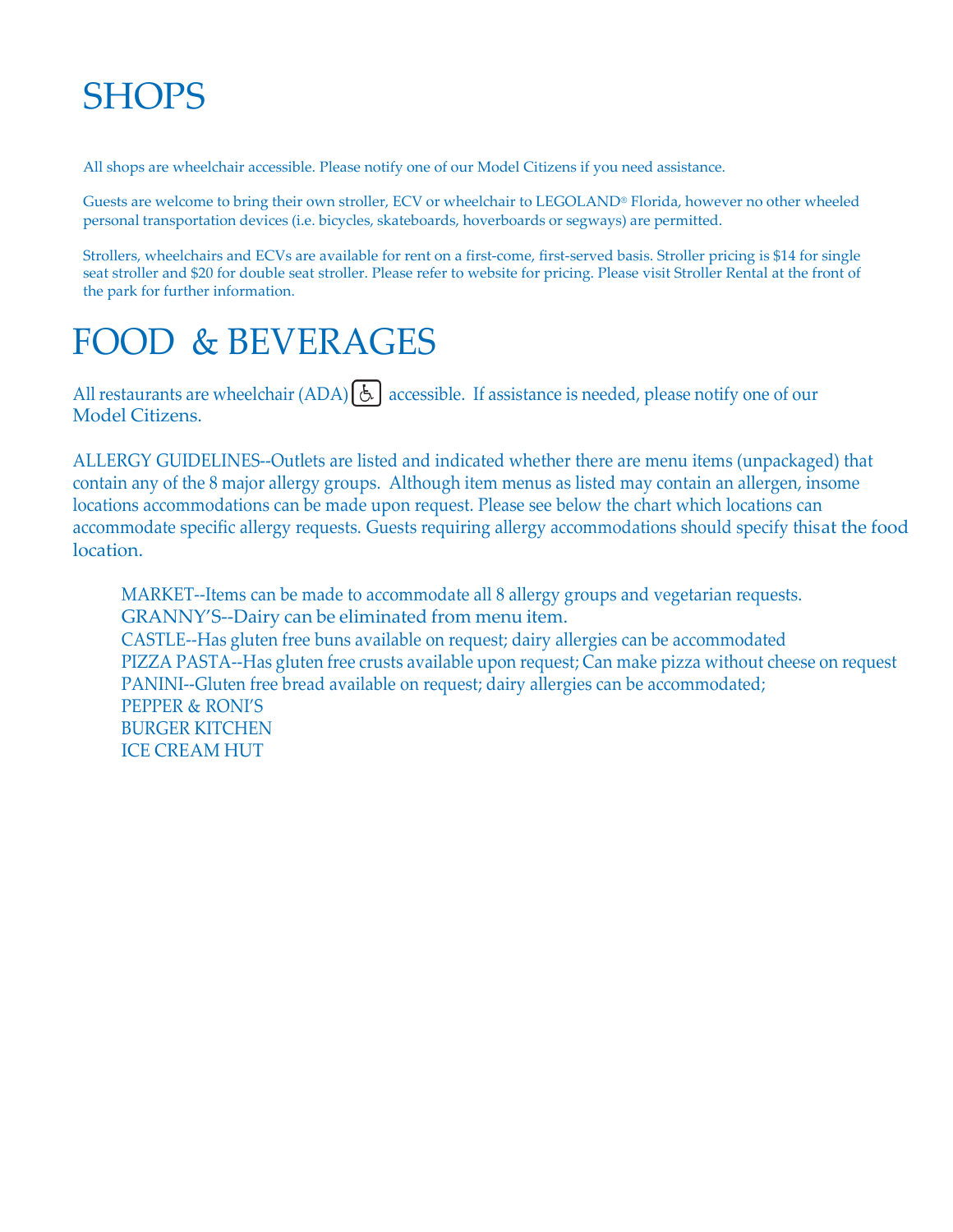# SHOPS

All shops are wheelchair accessible. Please notify one of our Model Citizens if you need assistance.

Guests are welcome to bring their own stroller, ECV or wheelchair to LEGOLAND® Florida, however no other wheeled personal transportation devices (i.e. bicycles, skateboards, hoverboards or segways) are permitted.

Strollers, wheelchairs and ECVs are available for rent on a first-come, first-served basis. Stroller pricing is $14 for single seat stroller and $20 for double seat stroller. Please refer to website for pricing. Please visit Stroller Rental at the front of the park for further information.

# FOOD & BEVERAGES

All restaurants are wheelchair (ADA) ♿ accessible. If assistance is needed, please notify one of our Model Citizens.

ALLERGY GUIDELINES--Outlets are listed and indicated whether there are menu items (unpackaged) that contain any of the 8 major allergy groups. Although item menus as listed may contain an allergen, insome locations accommodations can be made upon request. Please see below the chart which locations can accommodate specific allergy requests. Guests requiring allergy accommodations should specify thisat the food location.

MARKET--Items can be made to accommodate all 8 allergy groups and vegetarian requests.
GRANNY'S--Dairy can be eliminated from menu item.
CASTLE--Has gluten free buns available on request; dairy allergies can be accommodated
PIZZA PASTA--Has gluten free crusts available upon request; Can make pizza without cheese on request
PANINI--Gluten free bread available on request; dairy allergies can be accommodated;
PEPPER & RONI'S
BURGER KITCHEN
ICE CREAM HUT